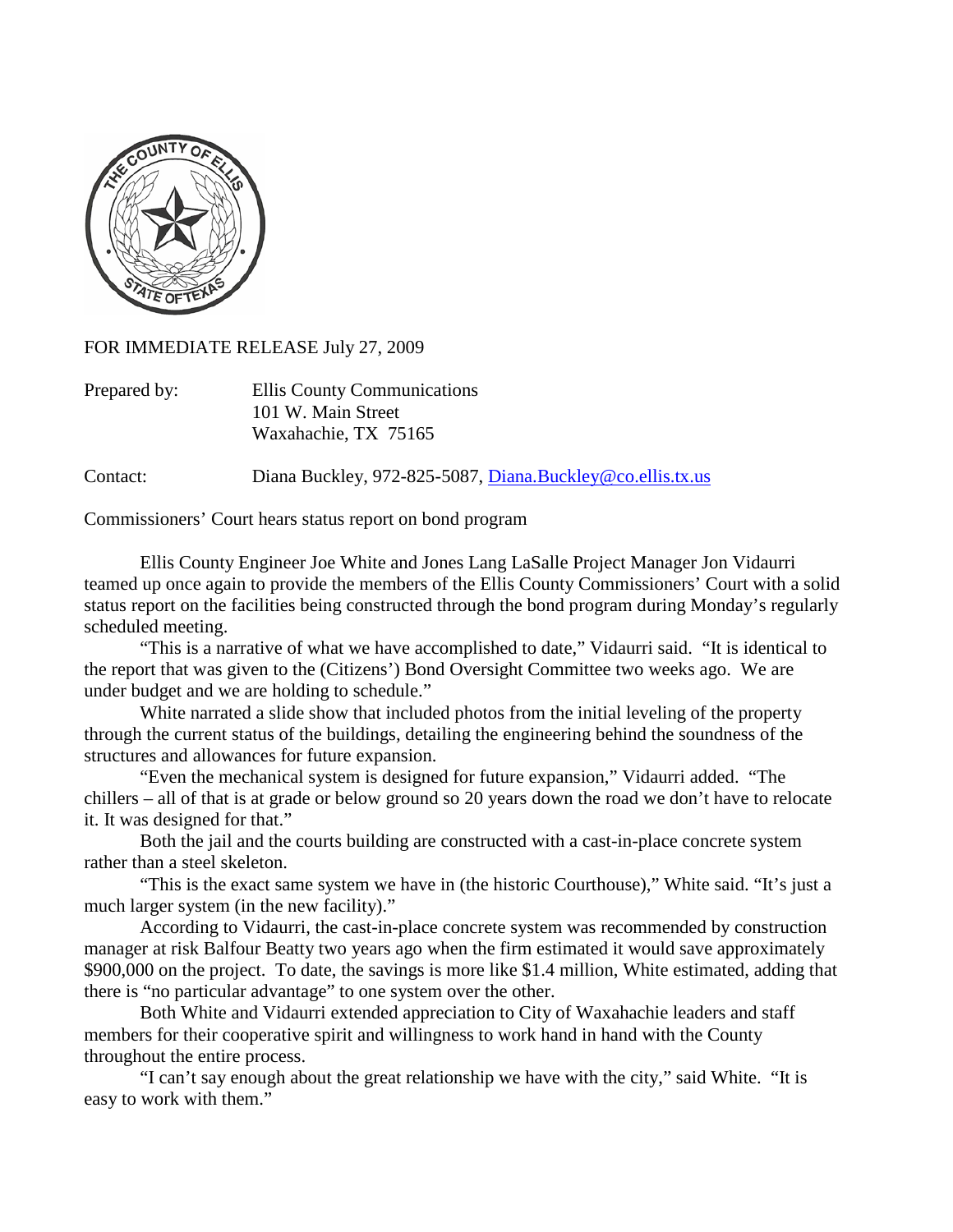FOR IMMEDIATE RELEASE July 27, 2009

Prepared by: Ellis County Communications
101 W. Main Street
Waxahachie, TX 75165

Contact: Diana Buckley, 972-825-5087, Diana.Buckley@co.ellis.tx.us

Commissioners' Court hears status report on bond program

Ellis County Engineer Joe White and Jones Lang LaSalle Project Manager Jon Vidaurri teamed up once again to provide the members of the Ellis County Commissioners' Court with a solid status report on the facilities being constructed through the bond program during Monday's regularly scheduled meeting.

"This is a narrative of what we have accomplished to date," Vidaurri said. "It is identical to the report that was given to the (Citizens') Bond Oversight Committee two weeks ago. We are under budget and we are holding to schedule."

White narrated a slide show that included photos from the initial leveling of the property through the current status of the buildings, detailing the engineering behind the soundness of the structures and allowances for future expansion.

"Even the mechanical system is designed for future expansion," Vidaurri added. "The chillers – all of that is at grade or below ground so 20 years down the road we don't have to relocate it. It was designed for that."

Both the jail and the courts building are constructed with a cast-in-place concrete system rather than a steel skeleton.

"This is the exact same system we have in (the historic Courthouse)," White said. "It's just a much larger system (in the new facility)."

According to Vidaurri, the cast-in-place concrete system was recommended by construction manager at risk Balfour Beatty two years ago when the firm estimated it would save approximately $900,000 on the project. To date, the savings is more like $1.4 million, White estimated, adding that there is "no particular advantage" to one system over the other.

Both White and Vidaurri extended appreciation to City of Waxahachie leaders and staff members for their cooperative spirit and willingness to work hand in hand with the County throughout the entire process.

"I can't say enough about the great relationship we have with the city," said White. "It is easy to work with them."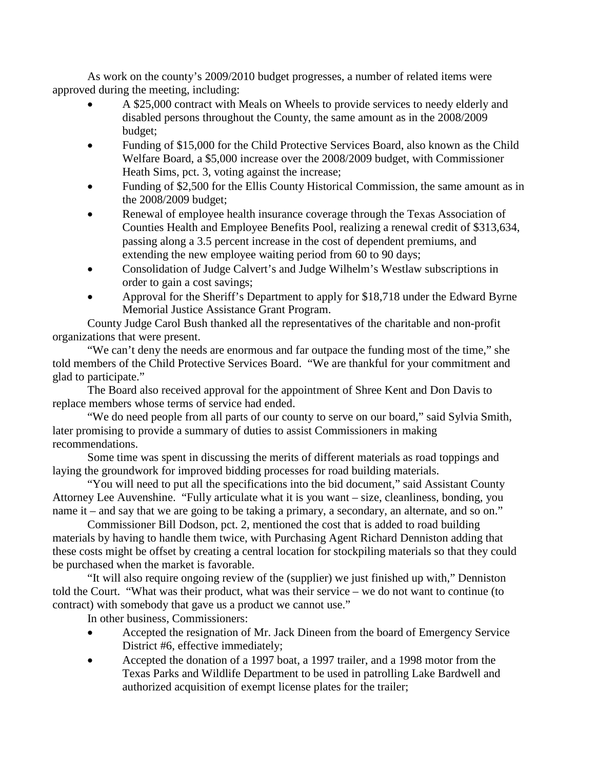As work on the county's 2009/2010 budget progresses, a number of related items were approved during the meeting, including:

- A $25,000 contract with Meals on Wheels to provide services to needy elderly and disabled persons throughout the County, the same amount as in the 2008/2009 budget;
- Funding of $15,000 for the Child Protective Services Board, also known as the Child Welfare Board, a $5,000 increase over the 2008/2009 budget, with Commissioner Heath Sims, pct. 3, voting against the increase;
- Funding of $2,500 for the Ellis County Historical Commission, the same amount as in the 2008/2009 budget;
- Renewal of employee health insurance coverage through the Texas Association of Counties Health and Employee Benefits Pool, realizing a renewal credit of $313,634, passing along a 3.5 percent increase in the cost of dependent premiums, and extending the new employee waiting period from 60 to 90 days;
- Consolidation of Judge Calvert's and Judge Wilhelm's Westlaw subscriptions in order to gain a cost savings;
- Approval for the Sheriff's Department to apply for $18,718 under the Edward Byrne Memorial Justice Assistance Grant Program.

County Judge Carol Bush thanked all the representatives of the charitable and non-profit organizations that were present.

"We can't deny the needs are enormous and far outpace the funding most of the time," she told members of the Child Protective Services Board. "We are thankful for your commitment and glad to participate."

The Board also received approval for the appointment of Shree Kent and Don Davis to replace members whose terms of service had ended.

"We do need people from all parts of our county to serve on our board," said Sylvia Smith, later promising to provide a summary of duties to assist Commissioners in making recommendations.

Some time was spent in discussing the merits of different materials as road toppings and laying the groundwork for improved bidding processes for road building materials.

"You will need to put all the specifications into the bid document," said Assistant County Attorney Lee Auvenshine. "Fully articulate what it is you want – size, cleanliness, bonding, you name it – and say that we are going to be taking a primary, a secondary, an alternate, and so on."

Commissioner Bill Dodson, pct. 2, mentioned the cost that is added to road building materials by having to handle them twice, with Purchasing Agent Richard Denniston adding that these costs might be offset by creating a central location for stockpiling materials so that they could be purchased when the market is favorable.

"It will also require ongoing review of the (supplier) we just finished up with," Denniston told the Court. "What was their product, what was their service – we do not want to continue (to contract) with somebody that gave us a product we cannot use."

In other business, Commissioners:

- Accepted the resignation of Mr. Jack Dineen from the board of Emergency Service District #6, effective immediately;
- Accepted the donation of a 1997 boat, a 1997 trailer, and a 1998 motor from the Texas Parks and Wildlife Department to be used in patrolling Lake Bardwell and authorized acquisition of exempt license plates for the trailer;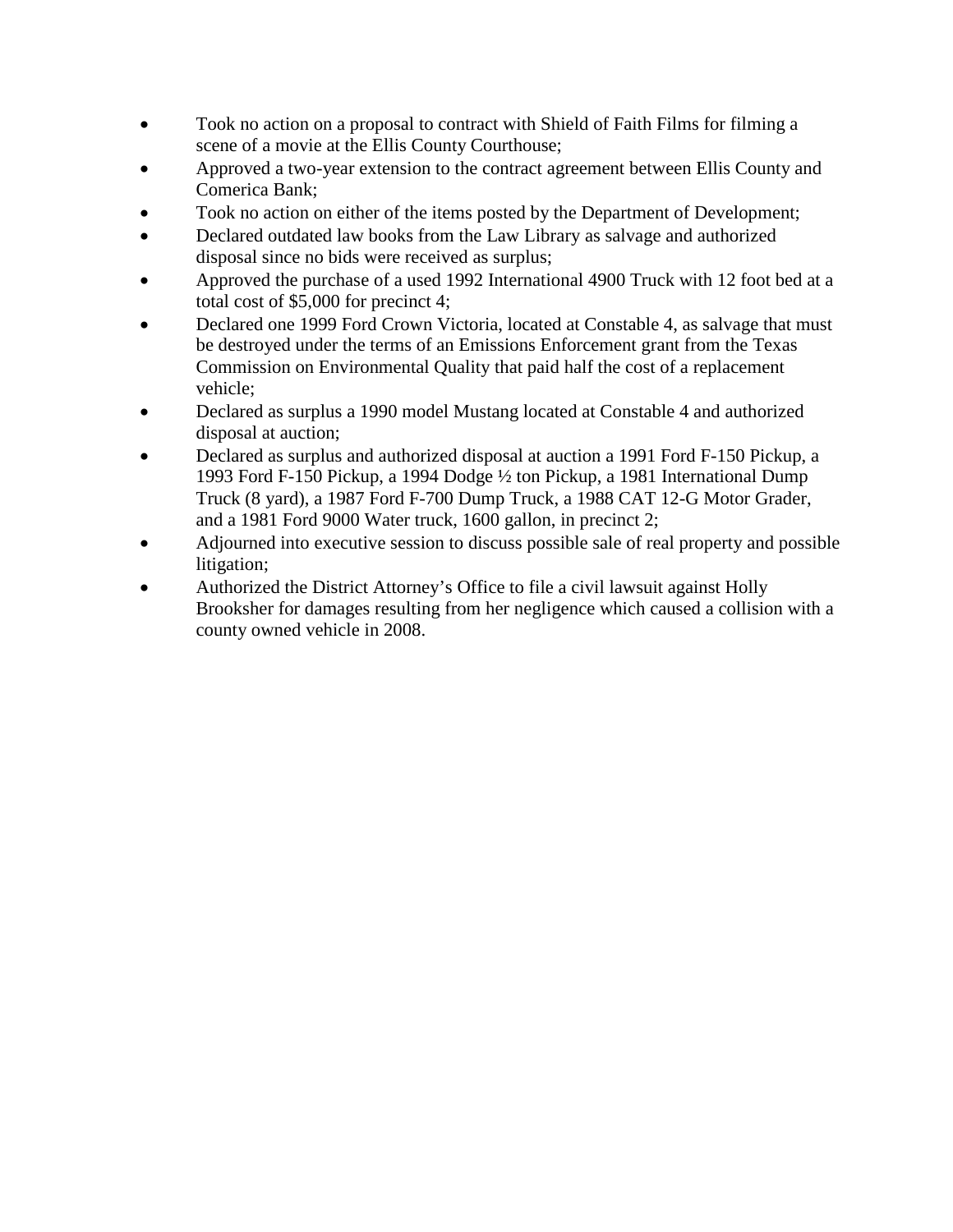- Took no action on a proposal to contract with Shield of Faith Films for filming a scene of a movie at the Ellis County Courthouse;
- Approved a two-year extension to the contract agreement between Ellis County and Comerica Bank;
- Took no action on either of the items posted by the Department of Development;
- Declared outdated law books from the Law Library as salvage and authorized disposal since no bids were received as surplus;
- Approved the purchase of a used 1992 International 4900 Truck with 12 foot bed at a total cost of $5,000 for precinct 4;
- Declared one 1999 Ford Crown Victoria, located at Constable 4, as salvage that must be destroyed under the terms of an Emissions Enforcement grant from the Texas Commission on Environmental Quality that paid half the cost of a replacement vehicle;
- Declared as surplus a 1990 model Mustang located at Constable 4 and authorized disposal at auction;
- Declared as surplus and authorized disposal at auction a 1991 Ford F-150 Pickup, a 1993 Ford F-150 Pickup, a 1994 Dodge ½ ton Pickup, a 1981 International Dump Truck (8 yard), a 1987 Ford F-700 Dump Truck, a 1988 CAT 12-G Motor Grader, and a 1981 Ford 9000 Water truck, 1600 gallon, in precinct 2;
- Adjourned into executive session to discuss possible sale of real property and possible litigation;
- Authorized the District Attorney's Office to file a civil lawsuit against Holly Brooksher for damages resulting from her negligence which caused a collision with a county owned vehicle in 2008.